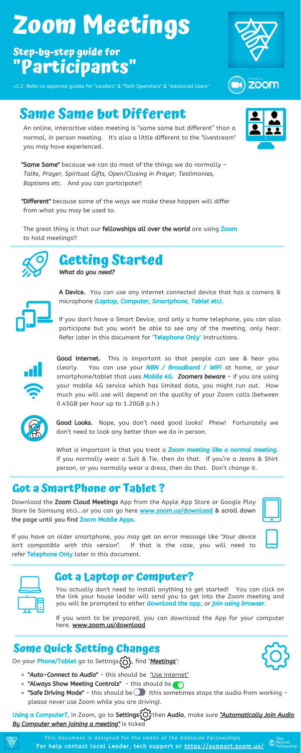# Zoom Meetings

## Step-by-step guide for "Participants"

v1.2 Refer to separate guides for "Leaders" & "Tech Operators" & "Advanced Users"

## Same Same but Different

An online, interactive video meeting is "same same but different" than a normal, in person meeting. It's also a little different to the "livestream" you may have experienced.

**"Same Same"** because we can do most of the things we do normally – *Talks, Prayer, Spiritual Gifts, Open/Closing in Prayer, Testimonies, Baptisms etc.* And you can participate!!

**"Different"** because some of the ways we make these happen will differ from what you may be used to.

The great thing is that our **fellowships *all over the world*** are using **Zoom** to hold meetings!!

## Getting Started

*What do you need?*

**A Device.** You can use any internet connected device that has a camera & microphone *(Laptop, Computer, Smartphone, Tablet etc).*

If you don't have a Smart Device, and only a home telephone, you can also participate but you won't be able to see any of the meeting, only hear. Refer later in this document for "**Telephone Only**" instructions.

**Good Internet.** This is important so that people can see & hear you clearly. You can use your ***NBN / Broadband / WiFi*** at home, or your smartphone/tablet that uses ***Mobile 4G***. ***Zoomers beware*** – if you are using your mobile 4G service which has limited data, you might run out. How much you will use will depend on the quality of your Zoom calls (between 0.45GB per hour up to 1.20GB p.h.)

**Good Looks.** Nope, you don't need good looks! Phew! Fortunately we don't need to look any better than we do in person.

What is important is that you treat a ***Zoom meeting like a normal meeting***. If you normally wear a Suit & Tie, then do that. If you're a Jeans & Shirt person, or you normally wear a dress, then do that. Don't change it.

## Got a SmartPhone or Tablet ?

Download the **Zoom Cloud Meetings** App from the Apple App Store or Google Play Store (ie Samsung etc)...or you can go here **www.zoom.us/download** & scroll down the page until you find **Zoom Mobile Apps.**

If you have an older smartphone, you may get an error message like "*Your device isn't compatible with this version*". If that is the case, you will need to refer **Telephone Only** later in this document.

## Got a Laptop or Computer?

You actually don't need to install anything to get started! You can click on the link your house leader will send you to get into the Zoom meeting and you will be prompted to either **download the app**, or ***join using browser***.

If you want to be prepared, you can download the App for your computer here. **www.zoom.us/download**

## Some Quick Setting Changes

On your **Phone/Tablet** go to Settings, find "***Meetings***":

- ***"Auto-Connect to Audio"*** - this should be "Use Internet"
- **"Always Show Meeting Controls"** - this should be on
- **"Safe Driving Mode"** - this should be off (this sometimes stops the audio from working - please never use Zoom while you are driving).

**Using a Computer?**, in Zoom, go to **Settings** then **Audio**, make sure ***"Automatically Join Audio By Computer when joining a meeting"*** is ticked

This document is designed for the needs of the Adelaide Fellowships

**For help contact local Leader, tech support or https://support.zoom.us/**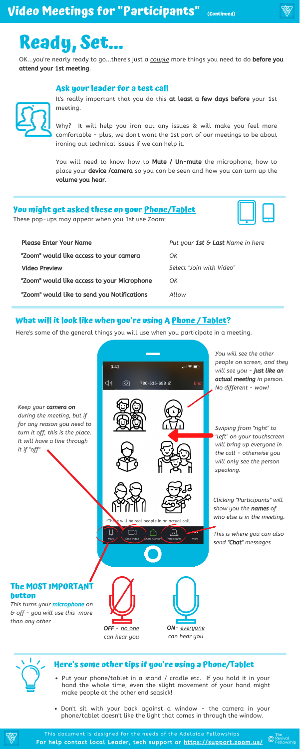# Video Meetings for "Participants" (Continued)

# Ready, Set...

OK...you're nearly ready to go...there's just a *couple* more things you need to do **before you attend your 1st meeting**.

## Ask your leader for a test call

It's really important that you do this **at least a few days before** your 1st meeting.

Why? It will help you iron out any issues & will make you feel more comfortable - plus, we don't want the 1st part of our meetings to be about ironing out technical issues if we can help it.

You will need to know how to **Mute / Un-mute** the microphone, how to place your **device /camera** so you can be seen and how you can turn up the **volume you hear**.

## You might get asked these on your Phone/Tablet

These pop-ups may appear when you 1st use Zoom:

| | |
|---|---|
| **Please Enter Your Name** | *Put your **1st** & **Last** Name in here* |
| **"Zoom" would like access to your camera** | *OK* |
| **Video Preview** | *Select "Join with Video"* |
| **"Zoom" would like access to your Microphone** | *OK* |
| **"Zoom" would like to send you Notifications** | *Allow* |

## What will it look like when you're using A Phone / Tablet?

Here's some of the general things you will use when you participate in a meeting.

*You will see the other people on screen, and they will see you - **just like an actual meeting** in person. No different - wow!*

*Keep your **camera on** during the meeting, but if for any reason you need to turn it off, this is the place. It will have a line through it if "off"*

*Swiping from "right" to "left" on your touchscreen will bring up everyone in the call - otherwise you will only see the person speaking.*

*Clicking "Participants" will show you the **names** of who else is in the meeting.*

*This is where you can also send "**Chat**" messages*

*There will be real people in an actual call

### The MOST IMPORTANT button

*This turns your **microphone** on & off - you will use this more than any other*

***OFF** - no one can hear you*

***ON** - everyone can hear you*

## Here's some other tips if you're using a Phone/Tablet

- Put your phone/tablet in a stand / cradle etc. If you hold it in your hand the whole time, even the slight movement of your hand might make people at the other end seasick!
- Don't sit with your back against a window - the camera in your phone/tablet doesn't like the light that comes in through the window.

This document is designed for the needs of the Adelaide Fellowships

**For help contact local Leader, tech support or https://support.zoom.us/**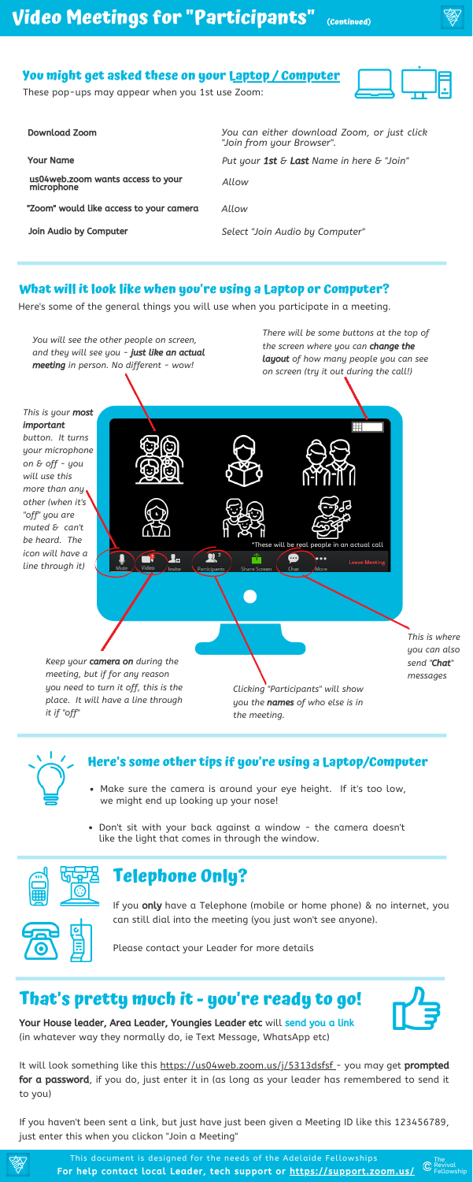# Video Meetings for "Participants" (Continued)

## You might get asked these on your Laptop / Computer

These pop-ups may appear when you 1st use Zoom:

| | |
|---|---|
| **Download Zoom** | *You can either download Zoom, or just click "Join from your Browser".* |
| **Your Name** | *Put your **1st** & **Last** Name in here & "Join"* |
| **us04web.zoom wants access to your microphone** | *Allow* |
| **"Zoom" would like access to your camera** | *Allow* |
| **Join Audio by Computer** | *Select "Join Audio by Computer"* |

## What will it look like when you're using a Laptop or Computer?

Here's some of the general things you will use when you participate in a meeting.

*You will see the other people on screen, and they will see you - **just like an actual meeting** in person. No different - wow!*

*There will be some buttons at the top of the screen where you can **change the layout** of how many people you can see on screen (try it out during the call!)*

*This is your **most important** button. It turns your microphone on & off - you will use this more than any other (when it's "off" you are muted & can't be heard. The icon will have a line through it)*

*These will be real people in an actual call

Mute | Video | Invite | Participants | Share Screen | Chat | More | Leave Meeting

*Keep your **camera on** during the meeting, but if for any reason you need to turn it off, this is the place. It will have a line through it if "off"*

*Clicking "Participants" will show you the **names** of who else is in the meeting.*

*This is where you can also send "**Chat**" messages*

## Here's some other tips if you're using a Laptop/Computer

- Make sure the camera is around your eye height. If it's too low, we might end up looking up your nose!
- Don't sit with your back against a window - the camera doesn't like the light that comes in through the window.

## Telephone Only?

If you **only** have a Telephone (mobile or home phone) & no internet, you can still dial into the meeting (you just won't see anyone).

Please contact your Leader for more details

## That's pretty much it - you're ready to go!

**Your House leader, Area Leader, Youngies Leader etc** will **send you a link** (in whatever way they normally do, ie Text Message, WhatsApp etc)

It will look something like this https://us04web.zoom.us/j/5313dsfsf - you may get **prompted for a password**, if you do, just enter it in (as long as your leader has remembered to send it to you)

If you haven't been sent a link, but just have just been given a Meeting ID like this 123456789, just enter this when you clickon "Join a Meeting"

This document is designed for the needs of the Adelaide Fellowships
**For help contact local Leader, tech support or https://support.zoom.us/**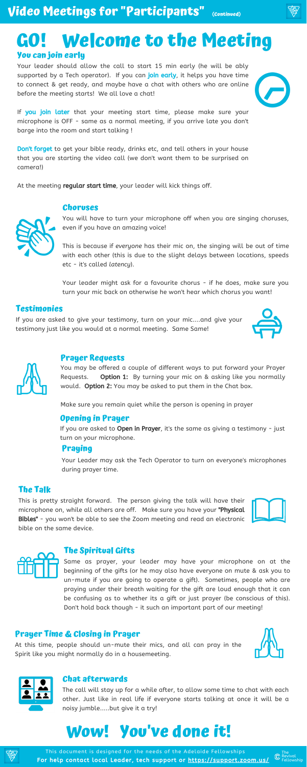# Video Meetings for "Participants" (Continued)

# GO! Welcome to the Meeting

### You can join early

Your leader should allow the call to start 15 min early (he will be ably supported by a Tech operator). If you can **join early**, it helps you have time to connect & get ready, and maybe have a chat with others who are online before the meeting starts! We all love a chat!

If **you join later** that your meeting start time, please make sure your microphone is OFF - same as a normal meeting, if you arrive late you don't barge into the room and start talking !

**Don't forget** to get your bible ready, drinks etc, and tell others in your house that you are starting the video call (we don't want them to be surprised on camera!)

At the meeting **regular start time**, your leader will kick things off.

### Choruses

You will have to turn your microphone off when you are singing choruses, even if you have an amazing voice!

This is because if *everyone* has their mic on, the singing will be out of time with each other (this is due to the slight delays between locations, speeds etc - it's called *latency*).

Your leader might ask for a favourite chorus - if he does, make sure you turn your mic back on otherwise he won't hear which chorus you want!

### Testimonies

If you are asked to give your testimony, turn on your mic....and give your testimony just like you would at a normal meeting. Same Same!

### Prayer Requests

You may be offered a couple of different ways to put forward your Prayer Requests. **Option 1:** By turning your mic on & asking like you normally would. **Option 2:** You may be asked to put them in the Chat box.

Make sure you remain quiet while the person is opening in prayer

### Opening in Prayer

If you are asked to **Open in Prayer**, it's the same as giving a testimony - just turn on your microphone.

### Praying

Your Leader may ask the Tech Operator to turn on everyone's microphones during prayer time.

### The Talk

This is pretty straight forward. The person giving the talk will have their microphone on, while all others are off. Make sure you have your **"Physical Bibles"** - you won't be able to see the Zoom meeting and read an electronic bible on the same device.

### The Spiritual Gifts

Same as prayer, your leader may have your microphone on at the beginning of the gifts (or he may also have everyone on mute & ask you to un-mute if you are going to operate a gift). Sometimes, people who are praying under their breath waiting for the gift are loud enough that it can be confusing as to whether its a gift or just prayer (be conscious of this). Don't hold back though - it such an important part of our meeting!

### Prayer Time & Closing in Prayer

At this time, people should un-mute their mics, and all can pray in the Spirit like you might normally do in a housemeeting.

### Chat afterwards

The call will stay up for a while after, to allow some time to chat with each other. Just like in real life if everyone starts talking at once it will be a noisy jumble.....but give it a try!

# Wow! You've done it!

This document is designed for the needs of the Adelaide Fellowships
**For help contact local Leader, tech support or https://support.zoom.us/**

© The Revival Fellowship